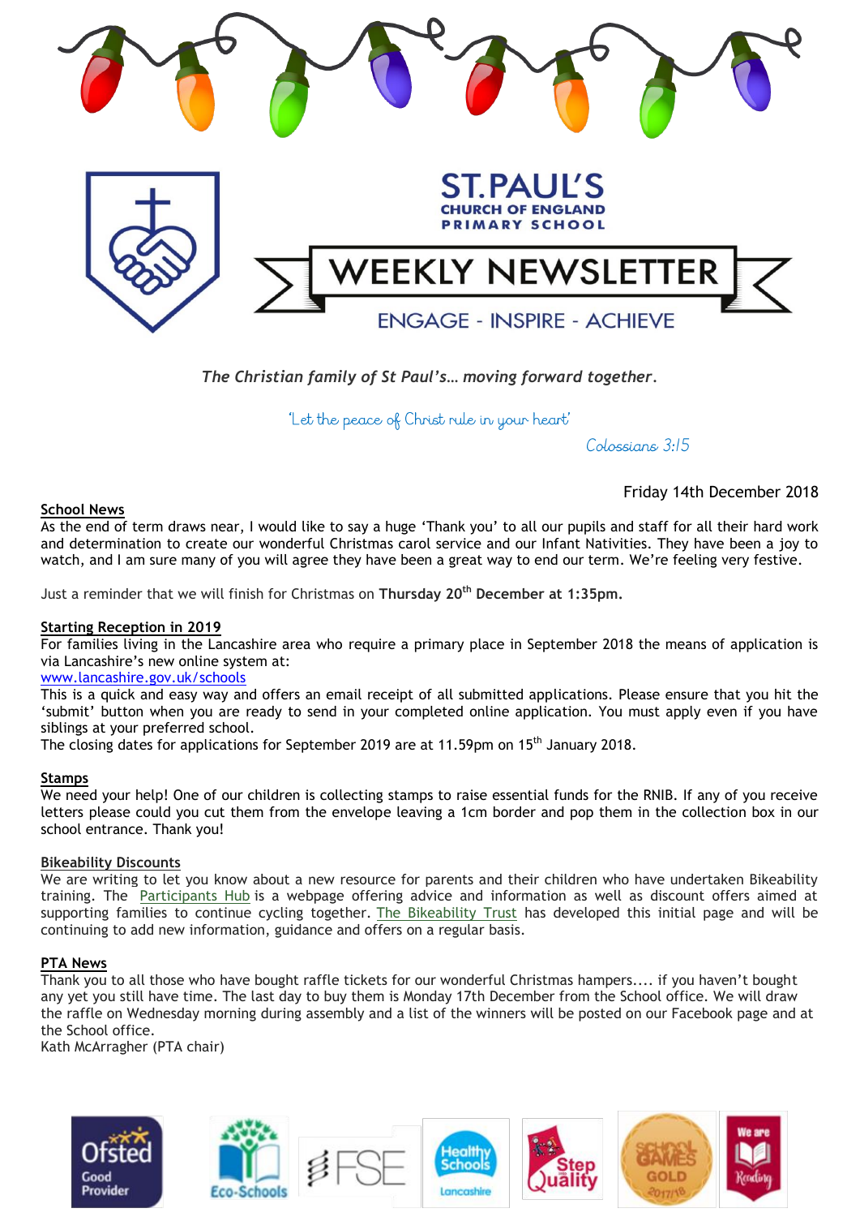# ST.PAUL'S CHURCH OF ENGLAND PRIMARY SCHOOL

## WEEKLY NEWSLETTER

ENGAGE - INSPIRE - ACHIEVE

***The Christian family of St Paul's… moving forward together.***

'Let the peace of Christ rule in your heart'

Colossians 3:15

Friday 14th December 2018

## School News

As the end of term draws near, I would like to say a huge 'Thank you' to all our pupils and staff for all their hard work and determination to create our wonderful Christmas carol service and our Infant Nativities. They have been a joy to watch, and I am sure many of you will agree they have been a great way to end our term. We're feeling very festive.

Just a reminder that we will finish for Christmas on **Thursday 20th December at 1:35pm.**

## Starting Reception in 2019

For families living in the Lancashire area who require a primary place in September 2018 the means of application is via Lancashire's new online system at:

www.lancashire.gov.uk/schools

This is a quick and easy way and offers an email receipt of all submitted applications. Please ensure that you hit the 'submit' button when you are ready to send in your completed online application. You must apply even if you have siblings at your preferred school.

The closing dates for applications for September 2019 are at 11.59pm on 15th January 2018.

## Stamps

We need your help! One of our children is collecting stamps to raise essential funds for the RNIB. If any of you receive letters please could you cut them from the envelope leaving a 1cm border and pop them in the collection box in our school entrance. Thank you!

## Bikeability Discounts

We are writing to let you know about a new resource for parents and their children who have undertaken Bikeability training. The Participants Hub is a webpage offering advice and information as well as discount offers aimed at supporting families to continue cycling together. The Bikeability Trust has developed this initial page and will be continuing to add new information, guidance and offers on a regular basis.

## PTA News

Thank you to all those who have bought raffle tickets for our wonderful Christmas hampers.... if you haven't bought any yet you still have time. The last day to buy them is Monday 17th December from the School office. We will draw the raffle on Wednesday morning during assembly and a list of the winners will be posted on our Facebook page and at the School office.

Kath McArragher (PTA chair)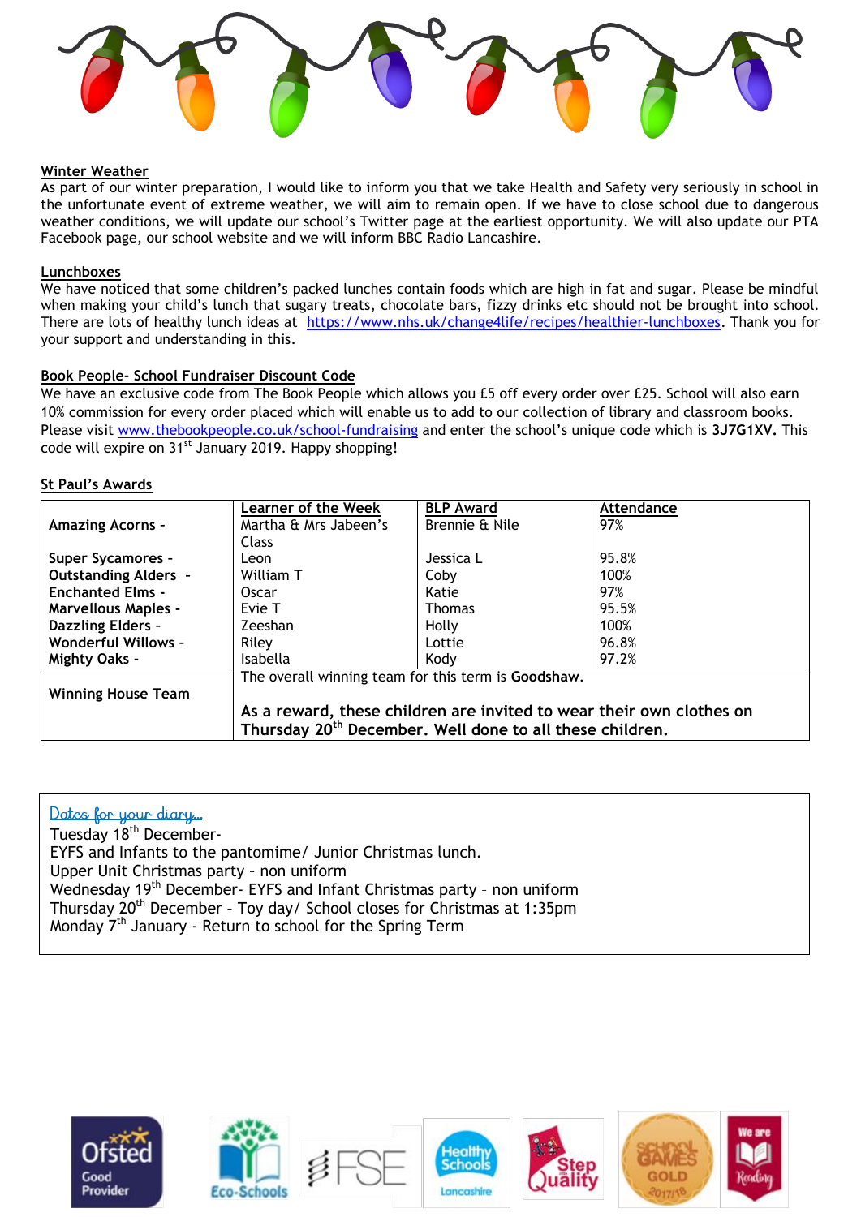## Winter Weather

As part of our winter preparation, I would like to inform you that we take Health and Safety very seriously in school in the unfortunate event of extreme weather, we will aim to remain open. If we have to close school due to dangerous weather conditions, we will update our school's Twitter page at the earliest opportunity. We will also update our PTA Facebook page, our school website and we will inform BBC Radio Lancashire.

## Lunchboxes

We have noticed that some children's packed lunches contain foods which are high in fat and sugar. Please be mindful when making your child's lunch that sugary treats, chocolate bars, fizzy drinks etc should not be brought into school. There are lots of healthy lunch ideas at https://www.nhs.uk/change4life/recipes/healthier-lunchboxes. Thank you for your support and understanding in this.

## Book People- School Fundraiser Discount Code

We have an exclusive code from The Book People which allows you £5 off every order over £25. School will also earn 10% commission for every order placed which will enable us to add to our collection of library and classroom books. Please visit www.thebookpeople.co.uk/school-fundraising and enter the school's unique code which is **3J7G1XV.** This code will expire on 31st January 2019. Happy shopping!

## St Paul's Awards

| | Learner of the Week | BLP Award | Attendance |
|---|---|---|---|
| **Amazing Acorns -** | Martha & Mrs Jabeen's Class | Brennie & Nile | 97% |
| **Super Sycamores -** | Leon | Jessica L | 95.8% |
| **Outstanding Alders -** | William T | Coby | 100% |
| **Enchanted Elms -** | Oscar | Katie | 97% |
| **Marvellous Maples -** | Evie T | Thomas | 95.5% |
| **Dazzling Elders -** | Zeeshan | Holly | 100% |
| **Wonderful Willows -** | Riley | Lottie | 96.8% |
| **Mighty Oaks -** | Isabella | Kody | 97.2% |
| **Winning House Team** | The overall winning team for this term is **Goodshaw**. **As a reward, these children are invited to wear their own clothes on Thursday 20th December. Well done to all these children.** | | |

## Dates for your diary…

Tuesday 18th December-
EYFS and Infants to the pantomime/ Junior Christmas lunch.
Upper Unit Christmas party - non uniform
Wednesday 19th December- EYFS and Infant Christmas party – non uniform
Thursday 20th December – Toy day/ School closes for Christmas at 1:35pm
Monday 7th January - Return to school for the Spring Term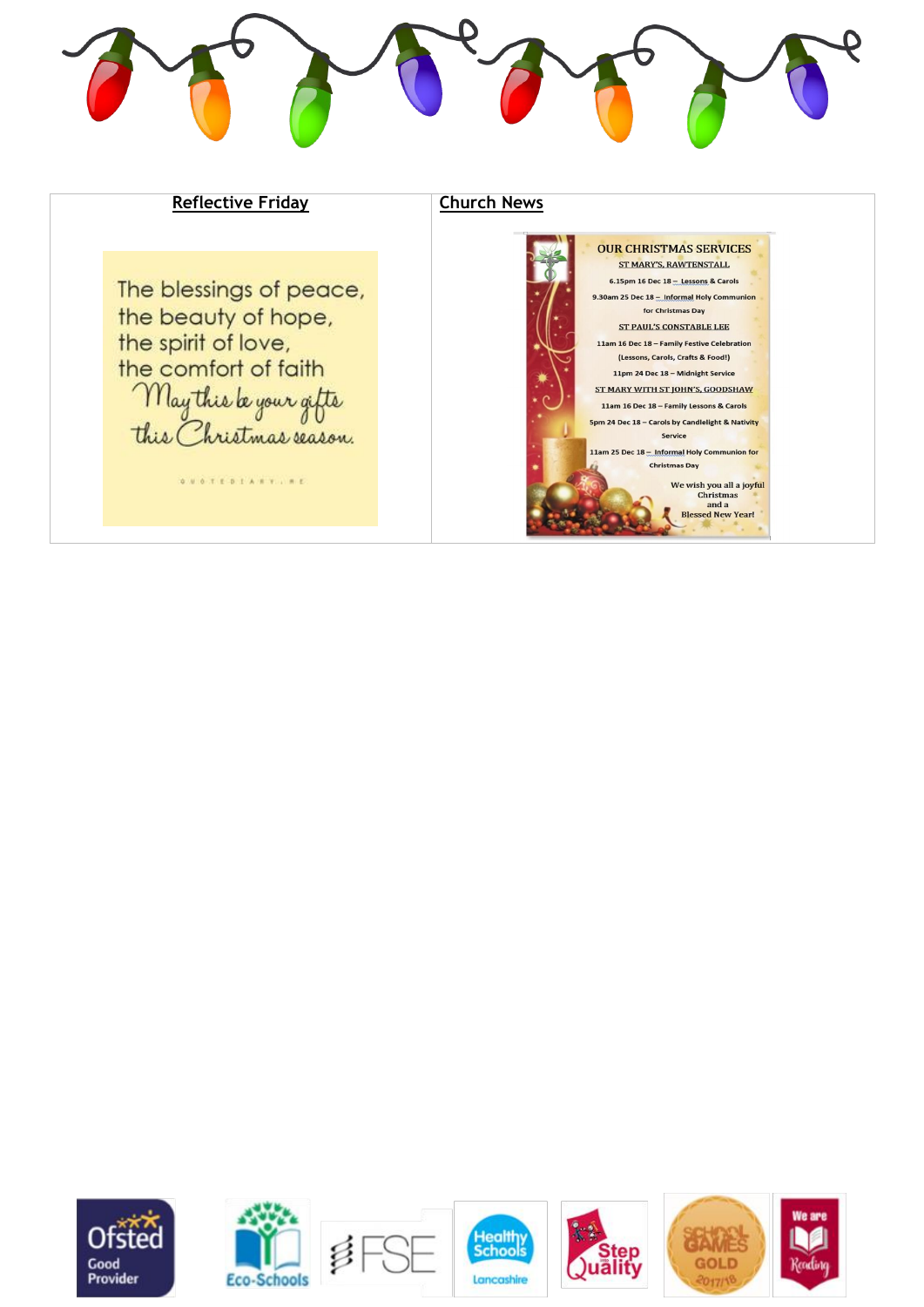| Reflective Friday | Church News |
| --- | --- |
| The blessings of peace, the beauty of hope, the spirit of love, the comfort of faith May this be your gifts this Christmas season. QUOTEDIARY.ME | OUR CHRISTMAS SERVICES<br>ST MARY'S, RAWTENSTALL<br>6.15pm 16 Dec 18 – Lessons & Carols<br>9.30am 25 Dec 18 – Informal Holy Communion for Christmas Day<br>ST PAUL'S CONSTABLE LEE<br>11am 16 Dec 18 – Family Festive Celebration (Lessons, Carols, Crafts & Food!)<br>11pm 24 Dec 18 – Midnight Service<br>ST MARY WITH ST JOHN'S, GOODSHAW<br>11am 16 Dec 18 – Family Lessons & Carols<br>5pm 24 Dec 18 – Carols by Candlelight & Nativity Service<br>11am 25 Dec 18 – Informal Holy Communion for Christmas Day<br>We wish you all a joyful Christmas and a Blessed New Year! |